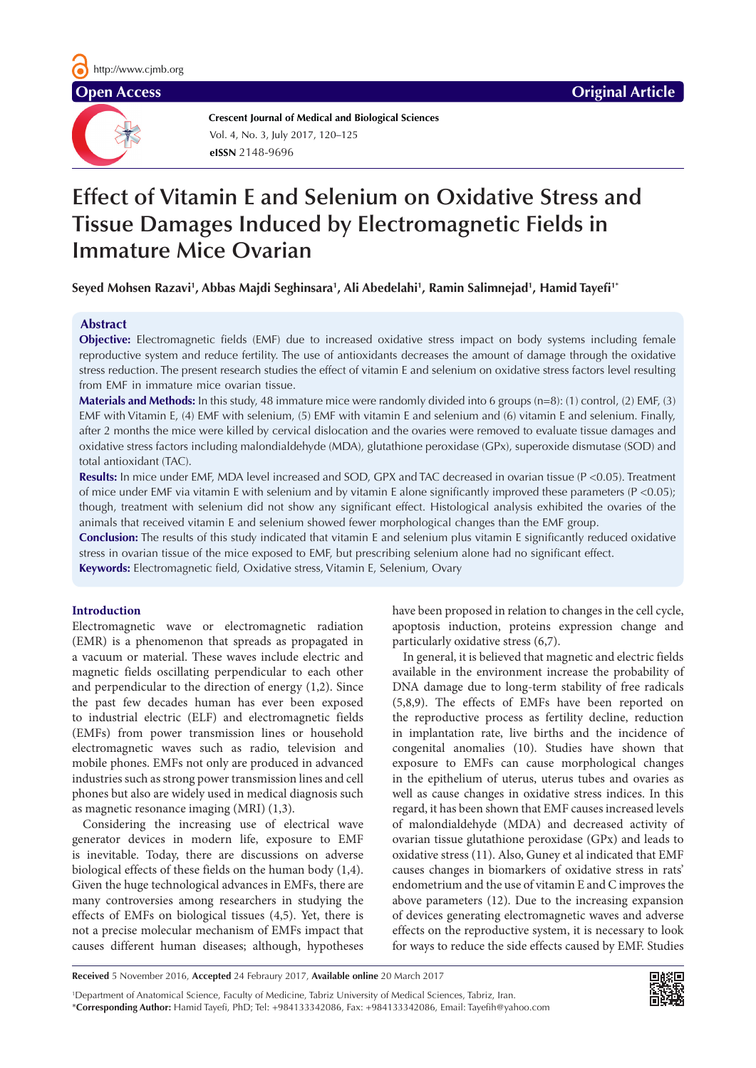Open Access

Original Article

Crescent Journal of Medical and Biological Sciences
Vol. 4, No. 3, July 2017, 120–125
**eISSN** 2148-9696

# Effect of Vitamin E and Selenium on Oxidative Stress and Tissue Damages Induced by Electromagnetic Fields in Immature Mice Ovarian

**Seyed Mohsen Razavi[1], Abbas Majdi Seghinsara[1], Ali Abedelahi[1], Ramin Salimnejad[1], Hamid Tayefi[1*]**

## Abstract

**Objective:** Electromagnetic fields (EMF) due to increased oxidative stress impact on body systems including female reproductive system and reduce fertility. The use of antioxidants decreases the amount of damage through the oxidative stress reduction. The present research studies the effect of vitamin E and selenium on oxidative stress factors level resulting from EMF in immature mice ovarian tissue.

**Materials and Methods:** In this study, 48 immature mice were randomly divided into 6 groups (n=8): (1) control, (2) EMF, (3) EMF with Vitamin E, (4) EMF with selenium, (5) EMF with vitamin E and selenium and (6) vitamin E and selenium. Finally, after 2 months the mice were killed by cervical dislocation and the ovaries were removed to evaluate tissue damages and oxidative stress factors including malondialdehyde (MDA), glutathione peroxidase (GPx), superoxide dismutase (SOD) and total antioxidant (TAC).

**Results:** In mice under EMF, MDA level increased and SOD, GPX and TAC decreased in ovarian tissue (P <0.05). Treatment of mice under EMF via vitamin E with selenium and by vitamin E alone significantly improved these parameters (P <0.05); though, treatment with selenium did not show any significant effect. Histological analysis exhibited the ovaries of the animals that received vitamin E and selenium showed fewer morphological changes than the EMF group.

**Conclusion:** The results of this study indicated that vitamin E and selenium plus vitamin E significantly reduced oxidative stress in ovarian tissue of the mice exposed to EMF, but prescribing selenium alone had no significant effect.

**Keywords:** Electromagnetic field, Oxidative stress, Vitamin E, Selenium, Ovary

## Introduction

Electromagnetic wave or electromagnetic radiation (EMR) is a phenomenon that spreads as propagated in a vacuum or material. These waves include electric and magnetic fields oscillating perpendicular to each other and perpendicular to the direction of energy (1,2). Since the past few decades human has ever been exposed to industrial electric (ELF) and electromagnetic fields (EMFs) from power transmission lines or household electromagnetic waves such as radio, television and mobile phones. EMFs not only are produced in advanced industries such as strong power transmission lines and cell phones but also are widely used in medical diagnosis such as magnetic resonance imaging (MRI) (1,3).

Considering the increasing use of electrical wave generator devices in modern life, exposure to EMF is inevitable. Today, there are discussions on adverse biological effects of these fields on the human body (1,4). Given the huge technological advances in EMFs, there are many controversies among researchers in studying the effects of EMFs on biological tissues (4,5). Yet, there is not a precise molecular mechanism of EMFs impact that causes different human diseases; although, hypotheses have been proposed in relation to changes in the cell cycle, apoptosis induction, proteins expression change and particularly oxidative stress (6,7).

In general, it is believed that magnetic and electric fields available in the environment increase the probability of DNA damage due to long-term stability of free radicals (5,8,9). The effects of EMFs have been reported on the reproductive process as fertility decline, reduction in implantation rate, live births and the incidence of congenital anomalies (10). Studies have shown that exposure to EMFs can cause morphological changes in the epithelium of uterus, uterus tubes and ovaries as well as cause changes in oxidative stress indices. In this regard, it has been shown that EMF causes increased levels of malondialdehyde (MDA) and decreased activity of ovarian tissue glutathione peroxidase (GPx) and leads to oxidative stress (11). Also, Guney et al indicated that EMF causes changes in biomarkers of oxidative stress in rats' endometrium and the use of vitamin E and C improves the above parameters (12). Due to the increasing expansion of devices generating electromagnetic waves and adverse effects on the reproductive system, it is necessary to look for ways to reduce the side effects caused by EMF. Studies

---

**Received** 5 November 2016, **Accepted** 24 Febraury 2017, **Available online** 20 March 2017

[1]Department of Anatomical Science, Faculty of Medicine, Tabriz University of Medical Sciences, Tabriz, Iran.
*Corresponding Author: Hamid Tayefi, PhD; Tel: +984133342086, Fax: +984133342086, Email: Tayefih@yahoo.com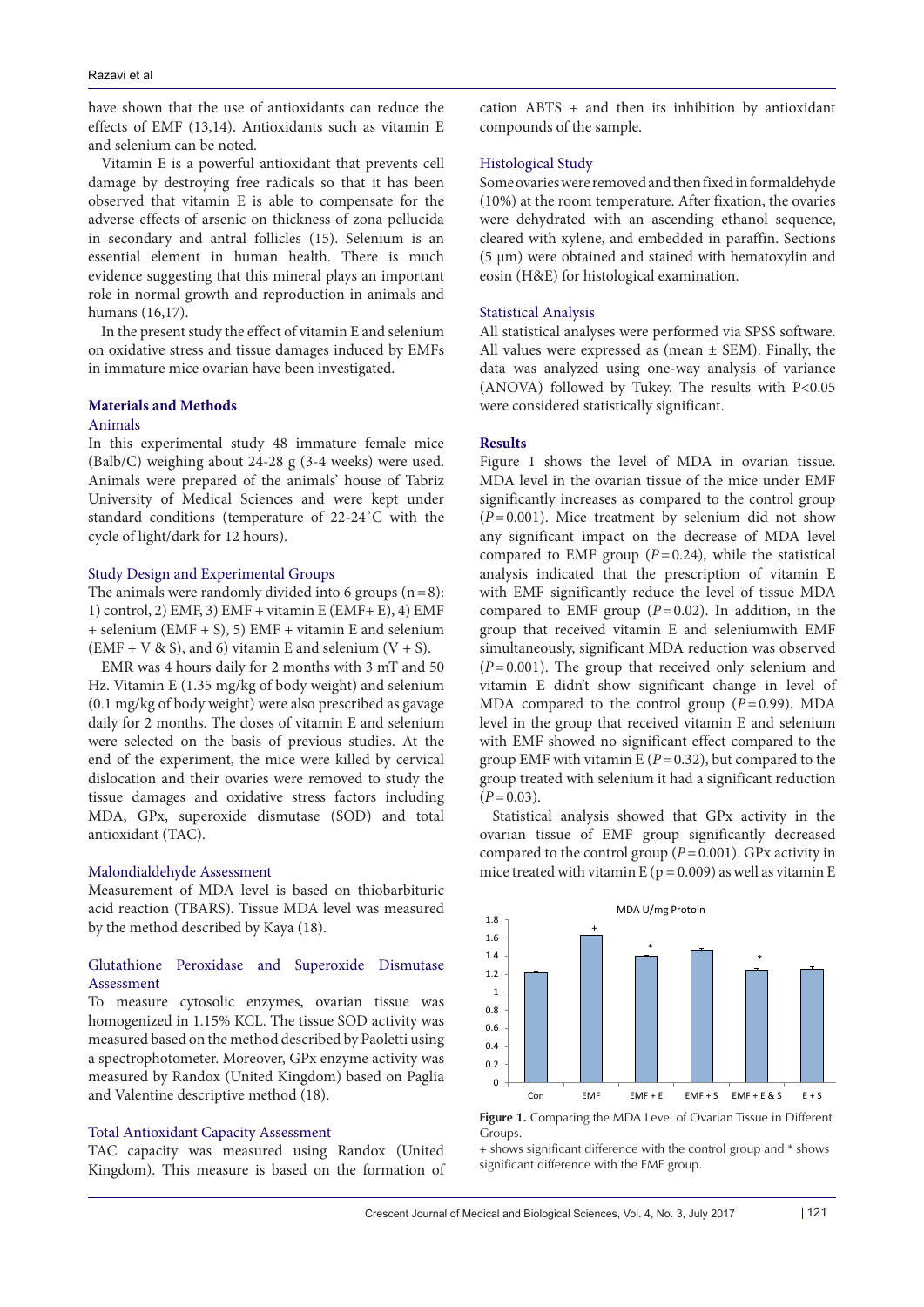have shown that the use of antioxidants can reduce the effects of EMF (13,14). Antioxidants such as vitamin E and selenium can be noted.

Vitamin E is a powerful antioxidant that prevents cell damage by destroying free radicals so that it has been observed that vitamin E is able to compensate for the adverse effects of arsenic on thickness of zona pellucida in secondary and antral follicles (15). Selenium is an essential element in human health. There is much evidence suggesting that this mineral plays an important role in normal growth and reproduction in animals and humans (16,17).

In the present study the effect of vitamin E and selenium on oxidative stress and tissue damages induced by EMFs in immature mice ovarian have been investigated.

## Materials and Methods

### Animals

In this experimental study 48 immature female mice (Balb/C) weighing about 24-28 g (3-4 weeks) were used. Animals were prepared of the animals' house of Tabriz University of Medical Sciences and were kept under standard conditions (temperature of 22-24˚C with the cycle of light/dark for 12 hours).

### Study Design and Experimental Groups

The animals were randomly divided into 6 groups (n = 8): 1) control, 2) EMF, 3) EMF + vitamin E (EMF+ E), 4) EMF + selenium (EMF + S), 5) EMF + vitamin E and selenium (EMF + V & S), and 6) vitamin E and selenium (V + S).

EMR was 4 hours daily for 2 months with 3 mT and 50 Hz. Vitamin E (1.35 mg/kg of body weight) and selenium (0.1 mg/kg of body weight) were also prescribed as gavage daily for 2 months. The doses of vitamin E and selenium were selected on the basis of previous studies. At the end of the experiment, the mice were killed by cervical dislocation and their ovaries were removed to study the tissue damages and oxidative stress factors including MDA, GPx, superoxide dismutase (SOD) and total antioxidant (TAC).

### Malondialdehyde Assessment

Measurement of MDA level is based on thiobarbituric acid reaction (TBARS). Tissue MDA level was measured by the method described by Kaya (18).

### Glutathione Peroxidase and Superoxide Dismutase Assessment

To measure cytosolic enzymes, ovarian tissue was homogenized in 1.15% KCL. The tissue SOD activity was measured based on the method described by Paoletti using a spectrophotometer. Moreover, GPx enzyme activity was measured by Randox (United Kingdom) based on Paglia and Valentine descriptive method (18).

### Total Antioxidant Capacity Assessment

TAC capacity was measured using Randox (United Kingdom). This measure is based on the formation of cation ABTS + and then its inhibition by antioxidant compounds of the sample.

### Histological Study

Some ovaries were removed and then fixed in formaldehyde (10%) at the room temperature. After fixation, the ovaries were dehydrated with an ascending ethanol sequence, cleared with xylene, and embedded in paraffin. Sections (5 μm) were obtained and stained with hematoxylin and eosin (H&E) for histological examination.

### Statistical Analysis

All statistical analyses were performed via SPSS software. All values were expressed as (mean ± SEM). Finally, the data was analyzed using one-way analysis of variance (ANOVA) followed by Tukey. The results with $P<0.05$ were considered statistically significant.

## Results

Figure 1 shows the level of MDA in ovarian tissue. MDA level in the ovarian tissue of the mice under EMF significantly increases as compared to the control group ($P = 0.001$). Mice treatment by selenium did not show any significant impact on the decrease of MDA level compared to EMF group ($P = 0.24$), while the statistical analysis indicated that the prescription of vitamin E with EMF significantly reduce the level of tissue MDA compared to EMF group ($P = 0.02$). In addition, in the group that received vitamin E and seleniumwith EMF simultaneously, significant MDA reduction was observed ($P = 0.001$). The group that received only selenium and vitamin E didn't show significant change in level of MDA compared to the control group ($P = 0.99$). MDA level in the group that received vitamin E and selenium with EMF showed no significant effect compared to the group EMF with vitamin E ($P = 0.32$), but compared to the group treated with selenium it had a significant reduction ($P = 0.03$).

Statistical analysis showed that GPx activity in the ovarian tissue of EMF group significantly decreased compared to the control group ($P = 0.001$). GPx activity in mice treated with vitamin E ($p = 0.009$) as well as vitamin E

**Figure 1.** Comparing the MDA Level of Ovarian Tissue in Different Groups.

+ shows significant difference with the control group and * shows significant difference with the EMF group.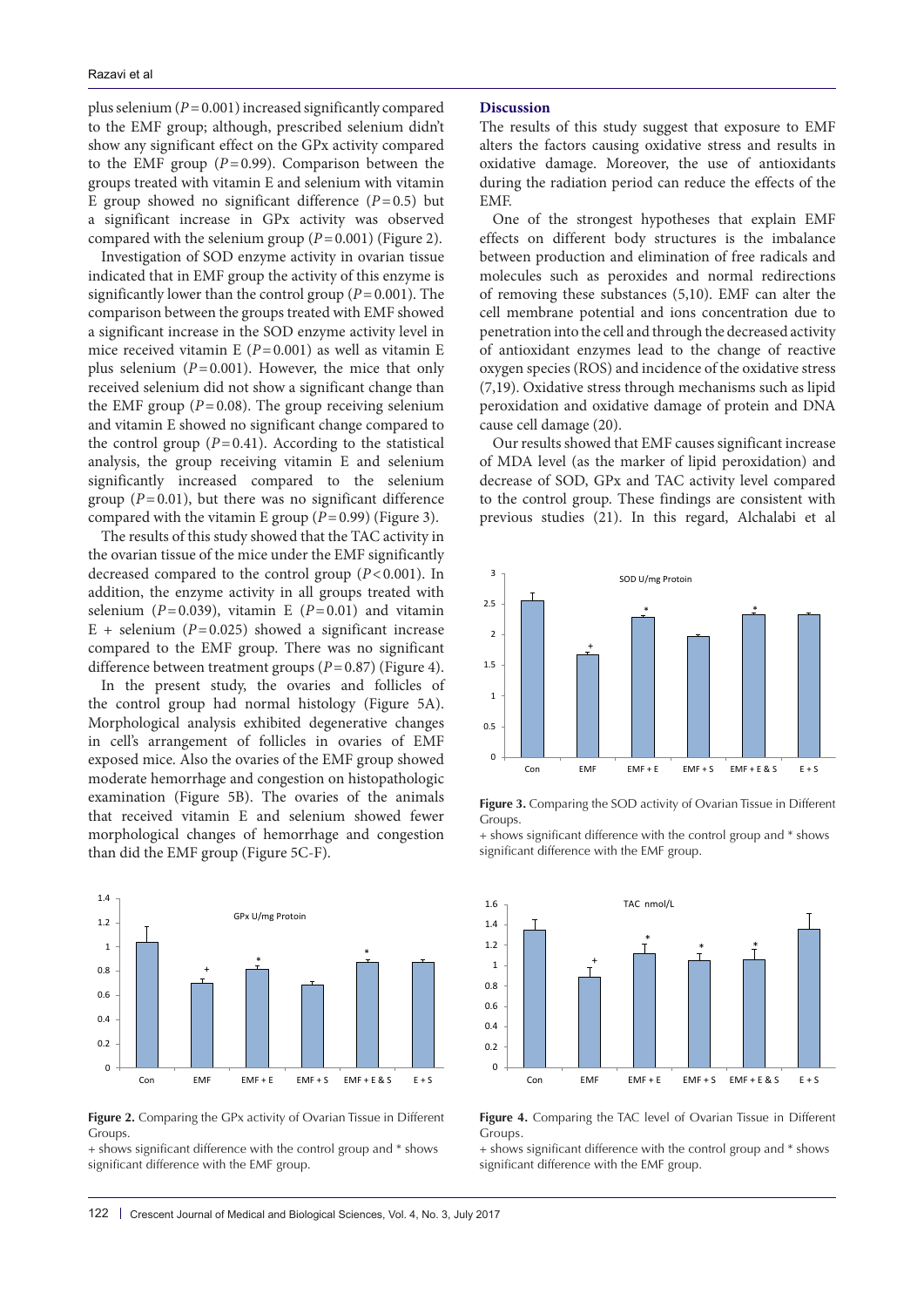plus selenium ($P = 0.001$) increased significantly compared to the EMF group; although, prescribed selenium didn't show any significant effect on the GPx activity compared to the EMF group ($P = 0.99$). Comparison between the groups treated with vitamin E and selenium with vitamin E group showed no significant difference ($P = 0.5$) but a significant increase in GPx activity was observed compared with the selenium group ($P = 0.001$) (Figure 2).

Investigation of SOD enzyme activity in ovarian tissue indicated that in EMF group the activity of this enzyme is significantly lower than the control group ($P = 0.001$). The comparison between the groups treated with EMF showed a significant increase in the SOD enzyme activity level in mice received vitamin E ($P = 0.001$) as well as vitamin E plus selenium ($P = 0.001$). However, the mice that only received selenium did not show a significant change than the EMF group ($P = 0.08$). The group receiving selenium and vitamin E showed no significant change compared to the control group ($P = 0.41$). According to the statistical analysis, the group receiving vitamin E and selenium significantly increased compared to the selenium group ($P = 0.01$), but there was no significant difference compared with the vitamin E group ($P = 0.99$) (Figure 3).

The results of this study showed that the TAC activity in the ovarian tissue of the mice under the EMF significantly decreased compared to the control group ($P < 0.001$). In addition, the enzyme activity in all groups treated with selenium ($P = 0.039$), vitamin E ($P = 0.01$) and vitamin E + selenium ($P = 0.025$) showed a significant increase compared to the EMF group. There was no significant difference between treatment groups ($P = 0.87$) (Figure 4).

In the present study, the ovaries and follicles of the control group had normal histology (Figure 5A). Morphological analysis exhibited degenerative changes in cell's arrangement of follicles in ovaries of EMF exposed mice. Also the ovaries of the EMF group showed moderate hemorrhage and congestion on histopathologic examination (Figure 5B). The ovaries of the animals that received vitamin E and selenium showed fewer morphological changes of hemorrhage and congestion than did the EMF group (Figure 5C-F).

**Figure 2.** Comparing the GPx activity of Ovarian Tissue in Different Groups.

+ shows significant difference with the control group and * shows significant difference with the EMF group.

## Discussion

The results of this study suggest that exposure to EMF alters the factors causing oxidative stress and results in oxidative damage. Moreover, the use of antioxidants during the radiation period can reduce the effects of the EMF.

One of the strongest hypotheses that explain EMF effects on different body structures is the imbalance between production and elimination of free radicals and molecules such as peroxides and normal redirections of removing these substances (5,10). EMF can alter the cell membrane potential and ions concentration due to penetration into the cell and through the decreased activity of antioxidant enzymes lead to the change of reactive oxygen species (ROS) and incidence of the oxidative stress (7,19). Oxidative stress through mechanisms such as lipid peroxidation and oxidative damage of protein and DNA cause cell damage (20).

Our results showed that EMF causes significant increase of MDA level (as the marker of lipid peroxidation) and decrease of SOD, GPx and TAC activity level compared to the control group. These findings are consistent with previous studies (21). In this regard, Alchalabi et al

**Figure 3.** Comparing the SOD activity of Ovarian Tissue in Different Groups.

+ shows significant difference with the control group and * shows significant difference with the EMF group.

**Figure 4.** Comparing the TAC level of Ovarian Tissue in Different Groups.

+ shows significant difference with the control group and * shows significant difference with the EMF group.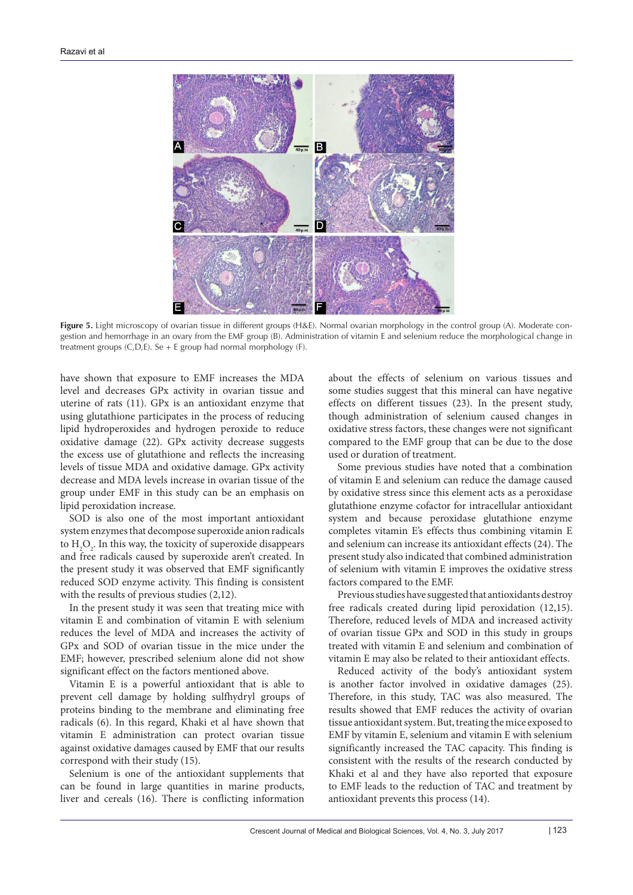**Figure 5.** Light microscopy of ovarian tissue in different groups (H&E). Normal ovarian morphology in the control group (A). Moderate congestion and hemorrhage in an ovary from the EMF group (B). Administration of vitamin E and selenium reduce the morphological change in treatment groups (C,D,E). Se + E group had normal morphology (F).

have shown that exposure to EMF increases the MDA level and decreases GPx activity in ovarian tissue and uterine of rats (11). GPx is an antioxidant enzyme that using glutathione participates in the process of reducing lipid hydroperoxides and hydrogen peroxide to reduce oxidative damage (22). GPx activity decrease suggests the excess use of glutathione and reflects the increasing levels of tissue MDA and oxidative damage. GPx activity decrease and MDA levels increase in ovarian tissue of the group under EMF in this study can be an emphasis on lipid peroxidation increase.

SOD is also one of the most important antioxidant system enzymes that decompose superoxide anion radicals to $H_2O_2$. In this way, the toxicity of superoxide disappears and free radicals caused by superoxide aren't created. In the present study it was observed that EMF significantly reduced SOD enzyme activity. This finding is consistent with the results of previous studies (2,12).

In the present study it was seen that treating mice with vitamin E and combination of vitamin E with selenium reduces the level of MDA and increases the activity of GPx and SOD of ovarian tissue in the mice under the EMF; however, prescribed selenium alone did not show significant effect on the factors mentioned above.

Vitamin E is a powerful antioxidant that is able to prevent cell damage by holding sulfhydryl groups of proteins binding to the membrane and eliminating free radicals (6). In this regard, Khaki et al have shown that vitamin E administration can protect ovarian tissue against oxidative damages caused by EMF that our results correspond with their study (15).

Selenium is one of the antioxidant supplements that can be found in large quantities in marine products, liver and cereals (16). There is conflicting information about the effects of selenium on various tissues and some studies suggest that this mineral can have negative effects on different tissues (23). In the present study, though administration of selenium caused changes in oxidative stress factors, these changes were not significant compared to the EMF group that can be due to the dose used or duration of treatment.

Some previous studies have noted that a combination of vitamin E and selenium can reduce the damage caused by oxidative stress since this element acts as a peroxidase glutathione enzyme cofactor for intracellular antioxidant system and because peroxidase glutathione enzyme completes vitamin E's effects thus combining vitamin E and selenium can increase its antioxidant effects (24). The present study also indicated that combined administration of selenium with vitamin E improves the oxidative stress factors compared to the EMF.

Previous studies have suggested that antioxidants destroy free radicals created during lipid peroxidation (12,15). Therefore, reduced levels of MDA and increased activity of ovarian tissue GPx and SOD in this study in groups treated with vitamin E and selenium and combination of vitamin E may also be related to their antioxidant effects.

Reduced activity of the body's antioxidant system is another factor involved in oxidative damages (25). Therefore, in this study, TAC was also measured. The results showed that EMF reduces the activity of ovarian tissue antioxidant system. But, treating the mice exposed to EMF by vitamin E, selenium and vitamin E with selenium significantly increased the TAC capacity. This finding is consistent with the results of the research conducted by Khaki et al and they have also reported that exposure to EMF leads to the reduction of TAC and treatment by antioxidant prevents this process (14).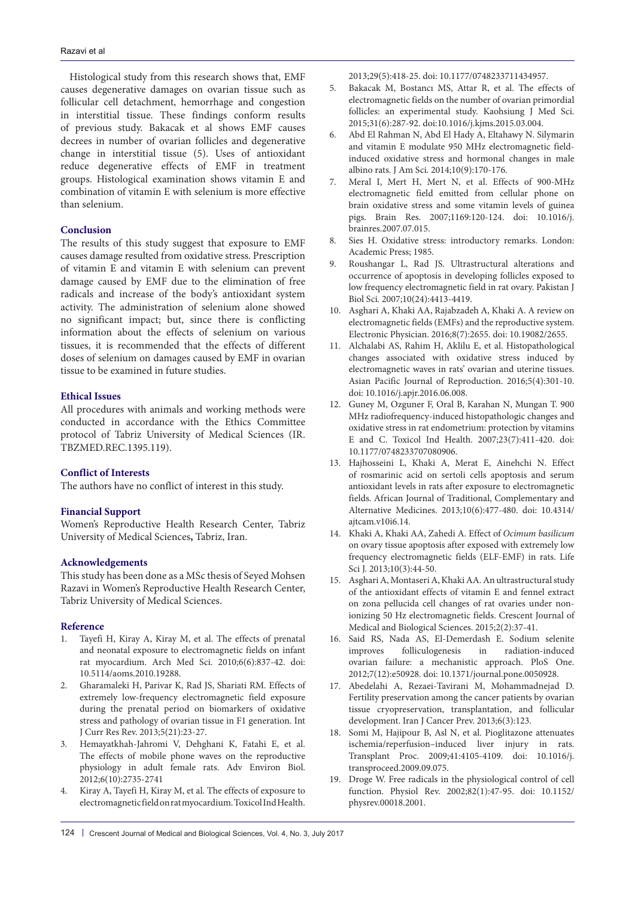Histological study from this research shows that, EMF causes degenerative damages on ovarian tissue such as follicular cell detachment, hemorrhage and congestion in interstitial tissue. These findings conform results of previous study. Bakacak et al shows EMF causes decrees in number of ovarian follicles and degenerative change in interstitial tissue (5). Uses of antioxidant reduce degenerative effects of EMF in treatment groups. Histological examination shows vitamin E and combination of vitamin E with selenium is more effective than selenium.

## Conclusion

The results of this study suggest that exposure to EMF causes damage resulted from oxidative stress. Prescription of vitamin E and vitamin E with selenium can prevent damage caused by EMF due to the elimination of free radicals and increase of the body's antioxidant system activity. The administration of selenium alone showed no significant impact; but, since there is conflicting information about the effects of selenium on various tissues, it is recommended that the effects of different doses of selenium on damages caused by EMF in ovarian tissue to be examined in future studies.

## Ethical Issues

All procedures with animals and working methods were conducted in accordance with the Ethics Committee protocol of Tabriz University of Medical Sciences (IR. TBZMED.REC.1395.119).

## Conflict of Interests

The authors have no conflict of interest in this study.

## Financial Support

Women's Reproductive Health Research Center, Tabriz University of Medical Sciences**,** Tabriz, Iran.

## Acknowledgements

This study has been done as a MSc thesis of Seyed Mohsen Razavi in Women's Reproductive Health Research Center, Tabriz University of Medical Sciences.

## Reference

1. Tayefi H, Kiray A, Kiray M, et al. The effects of prenatal and neonatal exposure to electromagnetic fields on infant rat myocardium. Arch Med Sci. 2010;6(6):837-42. doi: 10.5114/aoms.2010.19288.
2. Gharamaleki H, Parivar K, Rad JS, Shariati RM. Effects of extremely low-frequency electromagnetic field exposure during the prenatal period on biomarkers of oxidative stress and pathology of ovarian tissue in F1 generation. Int J Curr Res Rev. 2013;5(21):23-27.
3. Hemayatkhah-Jahromi V, Dehghani K, Fatahi E, et al. The effects of mobile phone waves on the reproductive physiology in adult female rats. Adv Environ Biol. 2012;6(10):2735-2741
4. Kiray A, Tayefi H, Kiray M, et al. The effects of exposure to electromagnetic field on rat myocardium. Toxicol Ind Health. 2013;29(5):418-25. doi: 10.1177/0748233711434957.
5. Bakacak M, Bostancı MS, Attar R, et al. The effects of electromagnetic fields on the number of ovarian primordial follicles: an experimental study. Kaohsiung J Med Sci. 2015;31(6):287-92. doi:10.1016/j.kjms.2015.03.004.
6. Abd El Rahman N, Abd El Hady A, Eltahawy N. Silymarin and vitamin E modulate 950 MHz electromagnetic field-induced oxidative stress and hormonal changes in male albino rats. J Am Sci. 2014;10(9):170-176.
7. Meral I, Mert H, Mert N, et al. Effects of 900-MHz electromagnetic field emitted from cellular phone on brain oxidative stress and some vitamin levels of guinea pigs. Brain Res. 2007;1169:120-124. doi: 10.1016/j.brainres.2007.07.015.
8. Sies H. Oxidative stress: introductory remarks. London: Academic Press; 1985.
9. Roushangar L, Rad JS. Ultrastructural alterations and occurrence of apoptosis in developing follicles exposed to low frequency electromagnetic field in rat ovary. Pakistan J Biol Sci. 2007;10(24):4413-4419.
10. Asghari A, Khaki AA, Rajabzadeh A, Khaki A. A review on electromagnetic fields (EMFs) and the reproductive system. Electronic Physician. 2016;8(7):2655. doi: 10.19082/2655.
11. Alchalabi AS, Rahim H, Aklilu E, et al. Histopathological changes associated with oxidative stress induced by electromagnetic waves in rats' ovarian and uterine tissues. Asian Pacific Journal of Reproduction. 2016;5(4):301-10. doi: 10.1016/j.apjr.2016.06.008.
12. Guney M, Ozguner F, Oral B, Karahan N, Mungan T. 900 MHz radiofrequency-induced histopathologic changes and oxidative stress in rat endometrium: protection by vitamins E and C. Toxicol Ind Health. 2007;23(7):411-420. doi: 10.1177/0748233707080906.
13. Hajhosseini L, Khaki A, Merat E, Ainehchi N. Effect of rosmarinic acid on sertoli cells apoptosis and serum antioxidant levels in rats after exposure to electromagnetic fields. African Journal of Traditional, Complementary and Alternative Medicines. 2013;10(6):477-480. doi: 10.4314/ajtcam.v10i6.14.
14. Khaki A, Khaki AA, Zahedi A. Effect of *Ocimum basilicum* on ovary tissue apoptosis after exposed with extremely low frequency electromagnetic fields (ELF-EMF) in rats. Life Sci J. 2013;10(3):44-50.
15. Asghari A, Montaseri A, Khaki AA. An ultrastructural study of the antioxidant effects of vitamin E and fennel extract on zona pellucida cell changes of rat ovaries under non-ionizing 50 Hz electromagnetic fields. Crescent Journal of Medical and Biological Sciences. 2015;2(2):37-41.
16. Said RS, Nada AS, El-Demerdash E. Sodium selenite improves folliculogenesis in radiation-induced ovarian failure: a mechanistic approach. PloS One. 2012;7(12):e50928. doi: 10.1371/journal.pone.0050928.
17. Abedelahi A, Rezaei-Tavirani M, Mohammadnejad D. Fertility preservation among the cancer patients by ovarian tissue cryopreservation, transplantation, and follicular development. Iran J Cancer Prev. 2013;6(3):123.
18. Somi M, Hajipour B, Asl N, et al. Pioglitazone attenuates ischemia/reperfusion–induced liver injury in rats. Transplant Proc. 2009;41:4105-4109. doi: 10.1016/j.transproceed.2009.09.075.
19. Droge W. Free radicals in the physiological control of cell function. Physiol Rev. 2002;82(1):47-95. doi: 10.1152/physrev.00018.2001.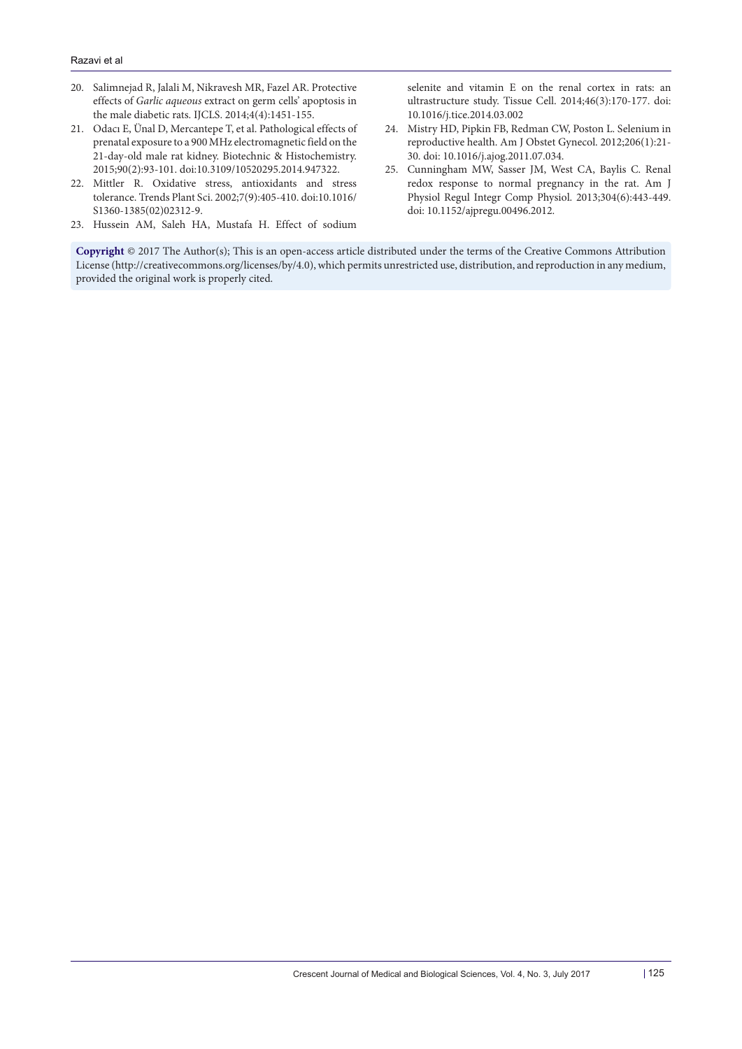20. Salimnejad R, Jalali M, Nikravesh MR, Fazel AR. Protective effects of *Garlic aqueous* extract on germ cells' apoptosis in the male diabetic rats. IJCLS. 2014;4(4):1451-155.
21. Odacı E, Ünal D, Mercantepe T, et al. Pathological effects of prenatal exposure to a 900 MHz electromagnetic field on the 21-day-old male rat kidney. Biotechnic & Histochemistry. 2015;90(2):93-101. doi:10.3109/10520295.2014.947322.
22. Mittler R. Oxidative stress, antioxidants and stress tolerance. Trends Plant Sci. 2002;7(9):405-410. doi:10.1016/S1360-1385(02)02312-9.
23. Hussein AM, Saleh HA, Mustafa H. Effect of sodium selenite and vitamin E on the renal cortex in rats: an ultrastructure study. Tissue Cell. 2014;46(3):170-177. doi: 10.1016/j.tice.2014.03.002
24. Mistry HD, Pipkin FB, Redman CW, Poston L. Selenium in reproductive health. Am J Obstet Gynecol. 2012;206(1):21-30. doi: 10.1016/j.ajog.2011.07.034.
25. Cunningham MW, Sasser JM, West CA, Baylis C. Renal redox response to normal pregnancy in the rat. Am J Physiol Regul Integr Comp Physiol. 2013;304(6):443-449. doi: 10.1152/ajpregu.00496.2012.

**Copyright** © 2017 The Author(s); This is an open-access article distributed under the terms of the Creative Commons Attribution License (http://creativecommons.org/licenses/by/4.0), which permits unrestricted use, distribution, and reproduction in any medium, provided the original work is properly cited.